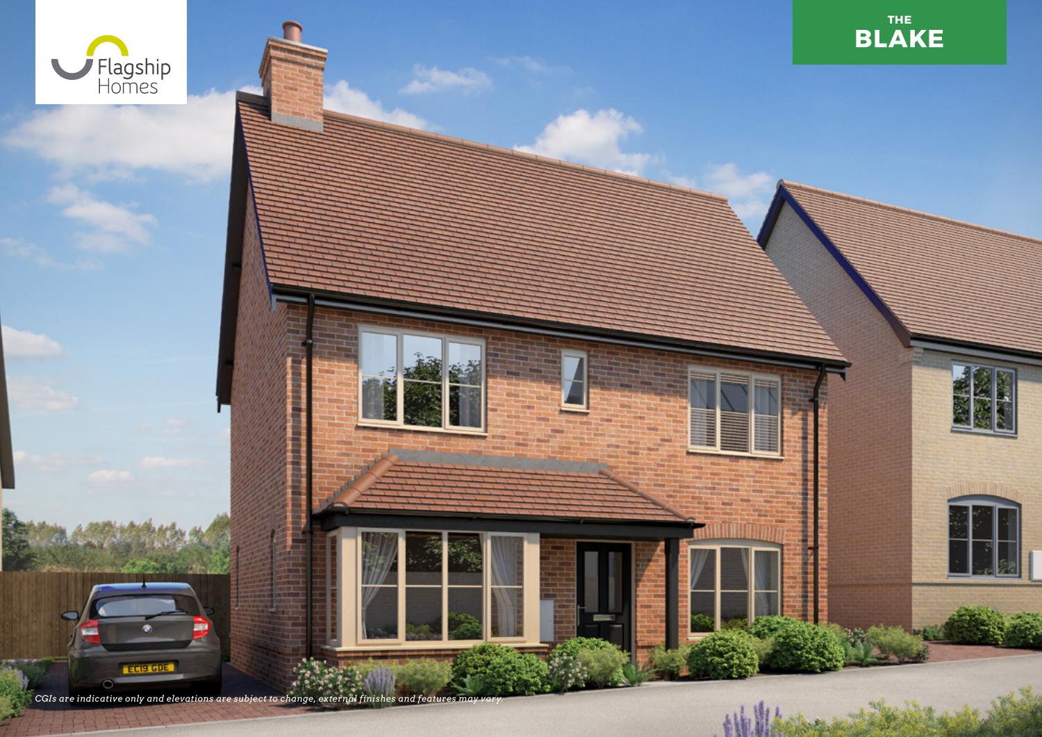Flagship Homes

# THE BLAKE

*CGIs are indicative only and elevations are subject to change, external finishes and features may vary.*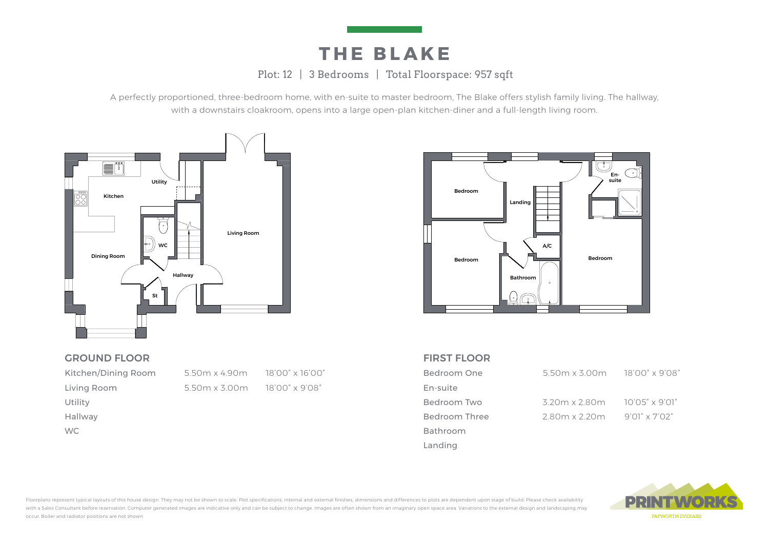# THE BLAKE

Plot: 12 | 3 Bedrooms | Total Floorspace: 957 sqft

A perfectly proportioned, three-bedroom home, with en-suite to master bedroom, The Blake offers stylish family living. The hallway, with a downstairs cloakroom, opens into a large open-plan kitchen-diner and a full-length living room.

Utility
Kitchen
WC
Living Room
Dining Room
Hallway
St

En-suite
Bedroom
Landing
A/C
Bedroom
Bedroom
Bathroom

## GROUND FLOOR

| | | |
|---|---|---|
| Kitchen/Dining Room | 5.50m x 4.90m | 18'00" x 16'00" |
| Living Room | 5.50m x 3.00m | 18'00" x 9'08" |
| Utility | | |
| Hallway | | |
| WC | | |

## FIRST FLOOR

| | | |
|---|---|---|
| Bedroom One | 5.50m x 3.00m | 18'00" x 9'08" |
| En-suite | | |
| Bedroom Two | 3.20m x 2.80m | 10'05" x 9'01" |
| Bedroom Three | 2.80m x 2.20m | 9'01" x 7'02" |
| Bathroom | | |
| Landing | | |

Floorplans represent typical layouts of this house design. They may not be shown to scale. Plot specifications, internal and external finishes, dimensions and differences to plots are dependent upon stage of build. Please check availability with a Sales Consultant before reservation. Computer generated images are indicative only and can be subject to change. Images are often shown from an imaginary open space area. Variations to the external design and landscaping may occur. Boiler and radiator positions are not shown.

PRINTWORKS
PAPWORTH EVERARD